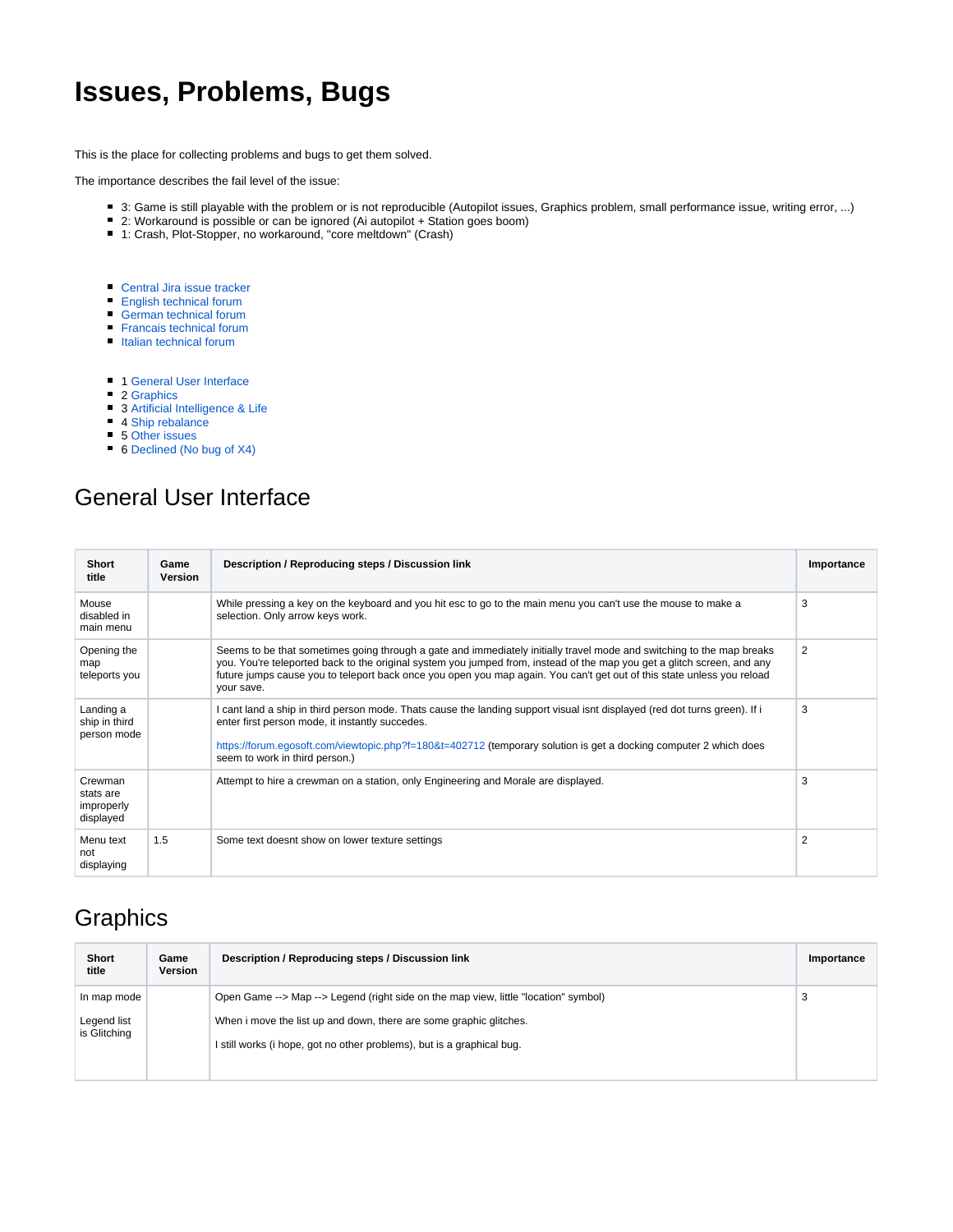# Issues, Problems, Bugs

This is the place for collecting problems and bugs to get them solved.

The importance describes the fail level of the issue:

- 3: Game is still playable with the problem or is not reproducible (Autopilot issues, Graphics problem, small performance issue, writing error, ...)
- 2: Workaround is possible or can be ignored (Ai autopilot + Station goes boom)
- 1: Crash, Plot-Stopper, no workaround, "core meltdown" (Crash)

- Central Jira issue tracker
- English technical forum
- German technical forum
- Francais technical forum
- Italian technical forum

- 1 General User Interface
- 2 Graphics
- 3 Artificial Intelligence & Life
- 4 Ship rebalance
- 5 Other issues
- 6 Declined (No bug of X4)

## General User Interface

| Short title | Game Version | Description / Reproducing steps / Discussion link | Importance |
|---|---|---|---|
| Mouse disabled in main menu | | While pressing a key on the keyboard and you hit esc to go to the main menu you can't use the mouse to make a selection. Only arrow keys work. | 3 |
| Opening the map teleports you | | Seems to be that sometimes going through a gate and immediately initially travel mode and switching to the map breaks you. You're teleported back to the original system you jumped from, instead of the map you get a glitch screen, and any future jumps cause you to teleport back once you open you map again. You can't get out of this state unless you reload your save. | 2 |
| Landing a ship in third person mode | | I cant land a ship in third person mode. Thats cause the landing support visual isnt displayed (red dot turns green). If i enter first person mode, it instantly succedes.<br><br>https://forum.egosoft.com/viewtopic.php?f=180&t=402712 (temporary solution is get a docking computer 2 which does seem to work in third person.) | 3 |
| Crewman stats are improperly displayed | | Attempt to hire a crewman on a station, only Engineering and Morale are displayed. | 3 |
| Menu text not displaying | 1.5 | Some text doesnt show on lower texture settings | 2 |

## Graphics

| Short title | Game Version | Description / Reproducing steps / Discussion link | Importance |
|---|---|---|---|
| In map mode<br><br>Legend list is Glitching | | Open Game --> Map --> Legend (right side on the map view, little "location" symbol)<br><br>When i move the list up and down, there are some graphic glitches.<br><br>I still works (i hope, got no other problems), but is a graphical bug. | 3 |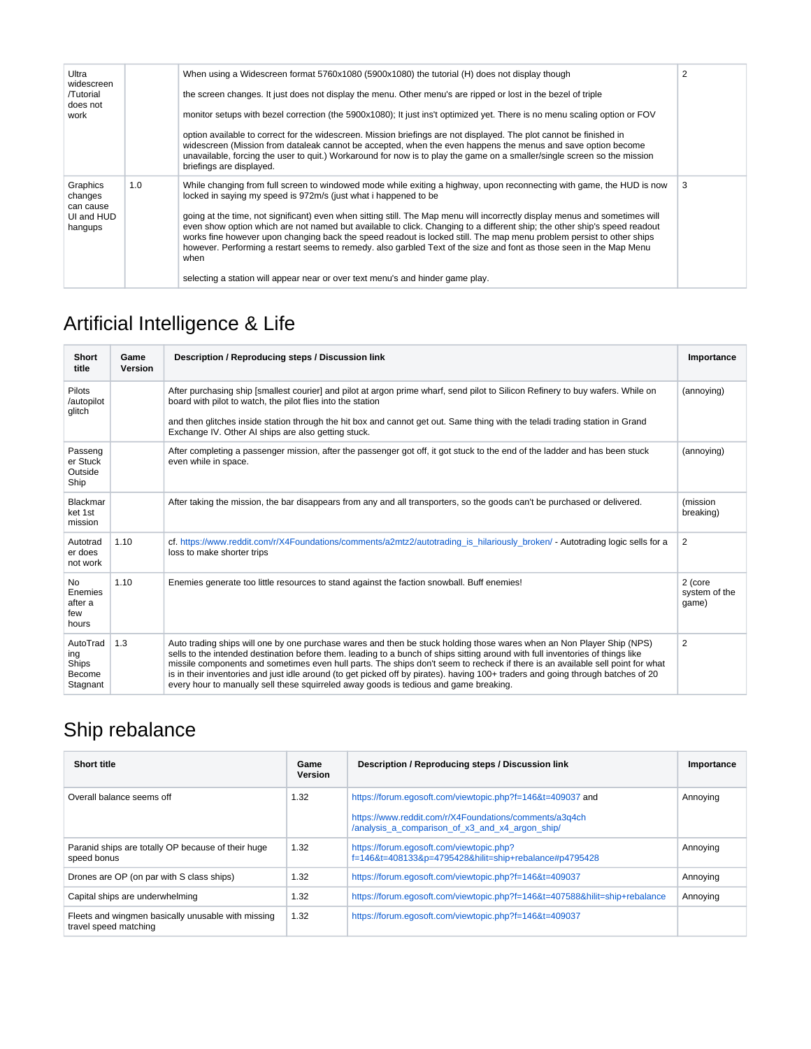| Ultra widescreen /Tutorial does not work | | When using a Widescreen format 5760x1080 (5900x1080) the tutorial (H) does not display though<br><br>the screen changes. It just does not display the menu. Other menu's are ripped or lost in the bezel of triple<br><br>monitor setups with bezel correction (the 5900x1080); It just ins't optimized yet. There is no menu scaling option or FOV<br><br>option available to correct for the widescreen. Mission briefings are not displayed. The plot cannot be finished in widescreen (Mission from dataleak cannot be accepted, when the even happens the menus and save option become unavailable, forcing the user to quit.) Workaround for now is to play the game on a smaller/single screen so the mission briefings are displayed. | 2 |
|---|---|---|---|
| Graphics changes can cause UI and HUD hangups | 1.0 | While changing from full screen to windowed mode while exiting a highway, upon reconnecting with game, the HUD is now locked in saying my speed is 972m/s (just what i happened to be<br><br>going at the time, not significant) even when sitting still. The Map menu will incorrectly display menus and sometimes will even show option which are not named but available to click. Changing to a different ship; the other ship's speed readout works fine however upon changing back the speed readout is locked still. The map menu problem persist to other ships however. Performing a restart seems to remedy. also garbled Text of the size and font as those seen in the Map Menu when<br><br>selecting a station will appear near or over text menu's and hinder game play. | 3 |

# Artificial Intelligence & Life

| Short title | Game Version | Description / Reproducing steps / Discussion link | Importance |
|---|---|---|---|
| Pilots /autopilot glitch | | After purchasing ship [smallest courier] and pilot at argon prime wharf, send pilot to Silicon Refinery to buy wafers. While on board with pilot to watch, the pilot flies into the station<br><br>and then glitches inside station through the hit box and cannot get out. Same thing with the teladi trading station in Grand Exchange IV. Other AI ships are also getting stuck. | (annoying) |
| Passenger Stuck Outside Ship | | After completing a passenger mission, after the passenger got off, it got stuck to the end of the ladder and has been stuck even while in space. | (annoying) |
| Blackmarket 1st mission | | After taking the mission, the bar disappears from any and all transporters, so the goods can't be purchased or delivered. | (mission breaking) |
| Autotrader does not work | 1.10 | cf. https://www.reddit.com/r/X4Foundations/comments/a2mtz2/autotrading_is_hilariously_broken/ - Autotrading logic sells for a loss to make shorter trips | 2 |
| No Enemies after a few hours | 1.10 | Enemies generate too little resources to stand against the faction snowball. Buff enemies! | 2 (core system of the game) |
| AutoTrading Ships Become Stagnant | 1.3 | Auto trading ships will one by one purchase wares and then be stuck holding those wares when an Non Player Ship (NPS) sells to the intended destination before them. leading to a bunch of ships sitting around with full inventories of things like missile components and sometimes even hull parts. The ships don't seem to recheck if there is an available sell point for what is in their inventories and just idle around (to get picked off by pirates). having 100+ traders and going through batches of 20 every hour to manually sell these squirreled away goods is tedious and game breaking. | 2 |

# Ship rebalance

| Short title | Game Version | Description / Reproducing steps / Discussion link | Importance |
|---|---|---|---|
| Overall balance seems off | 1.32 | https://forum.egosoft.com/viewtopic.php?f=146&t=409037 and<br><br>https://www.reddit.com/r/X4Foundations/comments/a3q4ch/analysis_a_comparison_of_x3_and_x4_argon_ship/ | Annoying |
| Paranid ships are totally OP because of their huge speed bonus | 1.32 | https://forum.egosoft.com/viewtopic.php?f=146&t=408133&p=4795428&hilit=ship+rebalance#p4795428 | Annoying |
| Drones are OP (on par with S class ships) | 1.32 | https://forum.egosoft.com/viewtopic.php?f=146&t=409037 | Annoying |
| Capital ships are underwhelming | 1.32 | https://forum.egosoft.com/viewtopic.php?f=146&t=407588&hilit=ship+rebalance | Annoying |
| Fleets and wingmen basically unusable with missing travel speed matching | 1.32 | https://forum.egosoft.com/viewtopic.php?f=146&t=409037 | |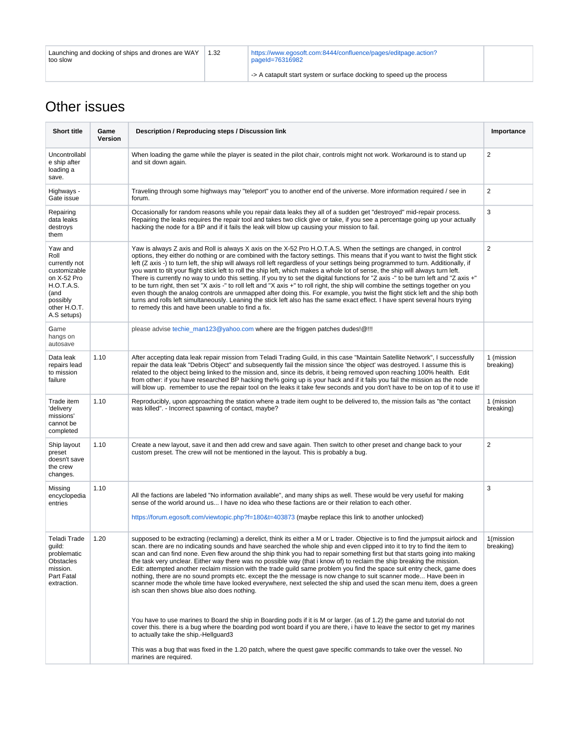| Launching and docking of ships and drones are WAY too slow | 1.32 | https://www.egosoft.com:8444/confluence/pages/editpage.action?pageId=76316982<br><br>-> A catapult start system or surface docking to speed up the process | |
|---|---|---|---|

## Other issues

| Short title | Game Version | Description / Reproducing steps / Discussion link | Importance |
|---|---|---|---|
| Uncontrollable ship after loading a save. | | When loading the game while the player is seated in the pilot chair, controls might not work. Workaround is to stand up and sit down again. | 2 |
| Highways - Gate issue | | Traveling through some highways may "teleport" you to another end of the universe. More information required / see in forum. | 2 |
| Repairing data leaks destroys them | | Occasionally for random reasons while you repair data leaks they all of a sudden get "destroyed" mid-repair process. Repairing the leaks requires the repair tool and takes two click give or take, if you see a percentage going up your actually hacking the node for a BP and if it fails the leak will blow up causing your mission to fail. | 3 |
| Yaw and Roll currently not customizable on X-52 Pro H.O.T.A.S. (and possibly other H.O.T.A.S setups) | | Yaw is always Z axis and Roll is always X axis on the X-52 Pro H.O.T.A.S. When the settings are changed, in control options, they either do nothing or are combined with the factory settings. This means that if you want to twist the flight stick left (Z axis -) to turn left, the ship will always roll left regardless of your settings being programmed to turn. Additionally, if you want to tilt your flight stick left to roll the ship left, which makes a whole lot of sense, the ship will always turn left. There is currently no way to undo this setting. If you try to set the digital functions for "Z axis -" to be turn left and "Z axis +" to be turn right, then set "X axis -" to roll left and "X axis +" to roll right, the ship will combine the settings together on you even though the analog controls are unmapped after doing this. For example, you twist the flight stick left and the ship both turns and rolls left simultaneously. Leaning the stick left also has the same exact effect. I have spent several hours trying to remedy this and have been unable to find a fix. | 2 |
| Game hangs on autosave | | please advise techie_man123@yahoo.com where are the friggen patches dudes!@!!! | |
| Data leak repairs lead to mission failure | 1.10 | After accepting data leak repair mission from Teladi Trading Guild, in this case "Maintain Satellite Network", I successfully repair the data leak "Debris Object" and subsequently fail the mission since 'the object' was destroyed. I assume this is related to the object being linked to the mission and, since its debris, it being removed upon reaching 100% health. Edit from other: if you have researched BP hacking the% going up is your hack and if it fails you fail the mission as the node will blow up. remember to use the repair tool on the leaks it take few seconds and you don't have to be on top of it to use it! | 1 (mission breaking) |
| Trade item 'delivery missions' cannot be completed | 1.10 | Reproducibly, upon approaching the station where a trade item ought to be delivered to, the mission fails as "the contact was killed". - Incorrect spawning of contact, maybe? | 1 (mission breaking) |
| Ship layout preset doesn't save the crew changes. | 1.10 | Create a new layout, save it and then add crew and save again. Then switch to other preset and change back to your custom preset. The crew will not be mentioned in the layout. This is probably a bug. | 2 |
| Missing encyclopedia entries | 1.10 | All the factions are labeled "No information available", and many ships as well. These would be very useful for making sense of the world around us... I have no idea who these factions are or their relation to each other.<br><br>https://forum.egosoft.com/viewtopic.php?f=180&t=403873 (maybe replace this link to another unlocked) | 3 |
| Teladi Trade guild: problematic Obstacles mission. Part Fatal extraction. | 1.20 | supposed to be extracting (reclaming) a derelict, think its either a M or L trader. Objective is to find the jumpsuit airlock and scan. there are no indicating sounds and have searched the whole ship and even clipped into it to try to find the item to scan and can find none. Even flew around the ship think you had to repair something first but that starts going into making the task very unclear. Either way there was no possible way (that i know of) to reclaim the ship breaking the mission. Edit: attempted another reclaim mission with the trade guild same problem you find the space suit entry check, game does nothing, there are no sound prompts etc. except the the message is now change to suit scanner mode... Have been in scanner mode the whole time have looked everywhere, next selected the ship and used the scan menu item, does a green ish scan then shows blue also does nothing.<br><br>You have to use marines to Board the ship in Boarding pods if it is M or larger. (as of 1.2) the game and tutorial do not cover this. there is a bug where the boarding pod wont board if you are there, i have to leave the sector to get my marines to actually take the ship.-Hellguard3<br><br>This was a bug that was fixed in the 1.20 patch, where the quest gave specific commands to take over the vessel. No marines are required. | 1(mission breaking) |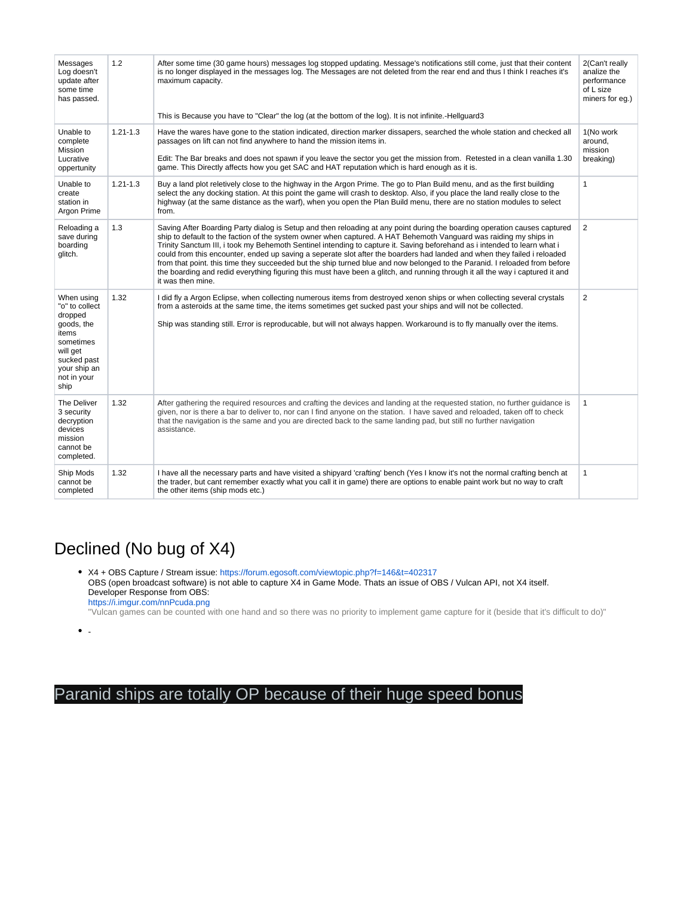| | | | |
|---|---|---|---|
| Messages Log doesn't update after some time has passed. | 1.2 | After some time (30 game hours) messages log stopped updating. Message's notifications still come, just that their content is no longer displayed in the messages log. The Messages are not deleted from the rear end and thus I think I reaches it's maximum capacity.<br><br>This is Because you have to "Clear" the log (at the bottom of the log). It is not infinite.-Hellguard3 | 2(Can't really analize the performance of L size miners for eg.) |
| Unable to complete Mission Lucrative oppertunity | 1.21-1.3 | Have the wares have gone to the station indicated, direction marker dissapers, searched the whole station and checked all passages on lift can not find anywhere to hand the mission items in.<br><br>Edit: The Bar breaks and does not spawn if you leave the sector you get the mission from. Retested in a clean vanilla 1.30 game. This Directly affects how you get SAC and HAT reputation which is hard enough as it is. | 1(No work around, mission breaking) |
| Unable to create station in Argon Prime | 1.21-1.3 | Buy a land plot reletively close to the highway in the Argon Prime. The go to Plan Build menu, and as the first building select the any docking station. At this point the game will crash to desktop. Also, if you place the land really close to the highway (at the same distance as the warf), when you open the Plan Build menu, there are no station modules to select from. | 1 |
| Reloading a save during boarding glitch. | 1.3 | Saving After Boarding Party dialog is Setup and then reloading at any point during the boarding operation causes captured ship to default to faction of the system owner when captured. A HAT Behemoth Vanguard was raiding my ships in Trinity Sanctum III, i took my Behemoth Sentinel intending to capture it. Saving beforehand as i intended to learn what i could from this encounter, ended up saving a seperate slot after the boarders had landed and when they failed i reloaded from that point. this time they succeeded but the ship turned blue and now belonged to the Paranid. I reloaded from before the boarding and redid everything figuring this must have been a glitch, and running through it all the way i captured it and it was then mine. | 2 |
| When using "o" to collect dropped goods, the items sometimes will get sucked past your ship an not in your ship | 1.32 | I did fly a Argon Eclipse, when collecting numerous items from destroyed xenon ships or when collecting several crystals from a asteroids at the same time, the items sometimes get sucked past your ships and will not be collected.<br><br>Ship was standing still. Error is reproducable, but will not always happen. Workaround is to fly manually over the items. | 2 |
| The Deliver 3 security decryption devices mission cannot be completed. | 1.32 | After gathering the required resources and crafting the devices and landing at the requested station, no further guidance is given, nor is there a bar to deliver to, nor can I find anyone on the station. I have saved and reloaded, taken off to check that the navigation is the same and you are directed back to the same landing pad, but still no further navigation assistance. | 1 |
| Ship Mods cannot be completed | 1.32 | I have all the necessary parts and have visited a shipyard 'crafting' bench (Yes I know it's not the normal crafting bench at the trader, but cant remember exactly what you call it in game) there are options to enable paint work but no way to craft the other items (ship mods etc.) | 1 |

# Declined (No bug of X4)

- X4 + OBS Capture / Stream issue: https://forum.egosoft.com/viewtopic.php?f=146&t=402317
  OBS (open broadcast software) is not able to capture X4 in Game Mode. Thats an issue of OBS / Vulcan API, not X4 itself.
  Developer Response from OBS:
  https://i.imgur.com/nnPcuda.png
  "Vulcan games can be counted with one hand and so there was no priority to implement game capture for it (beside that it's difficult to do)"

- -

# Paranid ships are totally OP because of their huge speed bonus